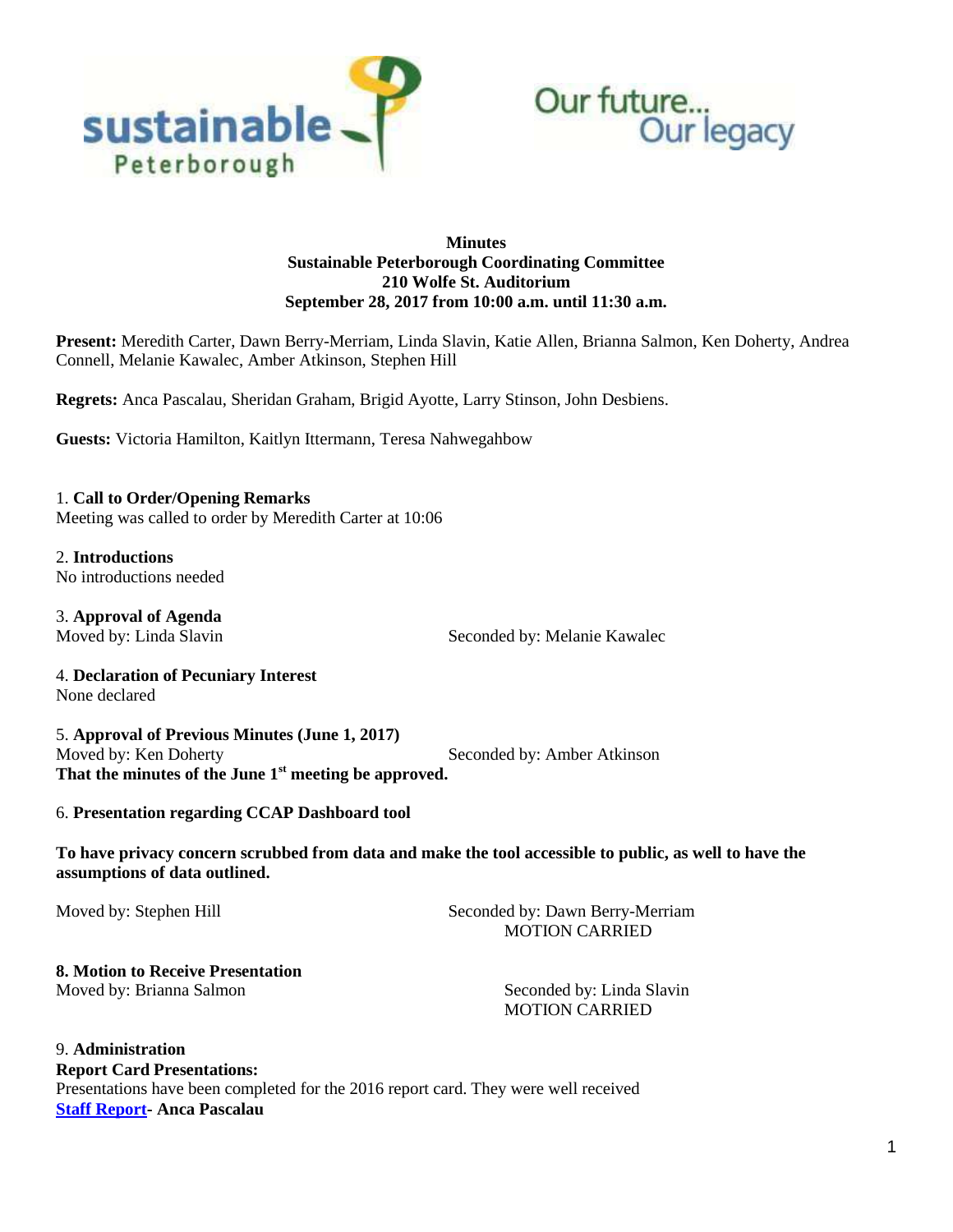**Minutes**
**Sustainable Peterborough Coordinating Committee**
**210 Wolfe St. Auditorium**
**September 28, 2017 from 10:00 a.m. until 11:30 a.m.**

**Present:** Meredith Carter, Dawn Berry-Merriam, Linda Slavin, Katie Allen, Brianna Salmon, Ken Doherty, Andrea Connell, Melanie Kawalec, Amber Atkinson, Stephen Hill

**Regrets:** Anca Pascalau, Sheridan Graham, Brigid Ayotte, Larry Stinson, John Desbiens.

**Guests:** Victoria Hamilton, Kaitlyn Ittermann, Teresa Nahwegahbow

1. **Call to Order/Opening Remarks**
Meeting was called to order by Meredith Carter at 10:06

2. **Introductions**
No introductions needed

3. **Approval of Agenda**
Moved by: Linda Slavin Seconded by: Melanie Kawalec

4. **Declaration of Pecuniary Interest**
None declared

5. **Approval of Previous Minutes (June 1, 2017)**
Moved by: Ken Doherty Seconded by: Amber Atkinson
**That the minutes of the June 1st meeting be approved.**

6. **Presentation regarding CCAP Dashboard tool**

**To have privacy concern scrubbed from data and make the tool accessible to public, as well to have the assumptions of data outlined.**

Moved by: Stephen Hill Seconded by: Dawn Berry-Merriam
MOTION CARRIED

**8. Motion to Receive Presentation**
Moved by: Brianna Salmon Seconded by: Linda Slavin
MOTION CARRIED

9. **Administration**
**Report Card Presentations:**
Presentations have been completed for the 2016 report card. They were well received
**Staff Report- Anca Pascalau**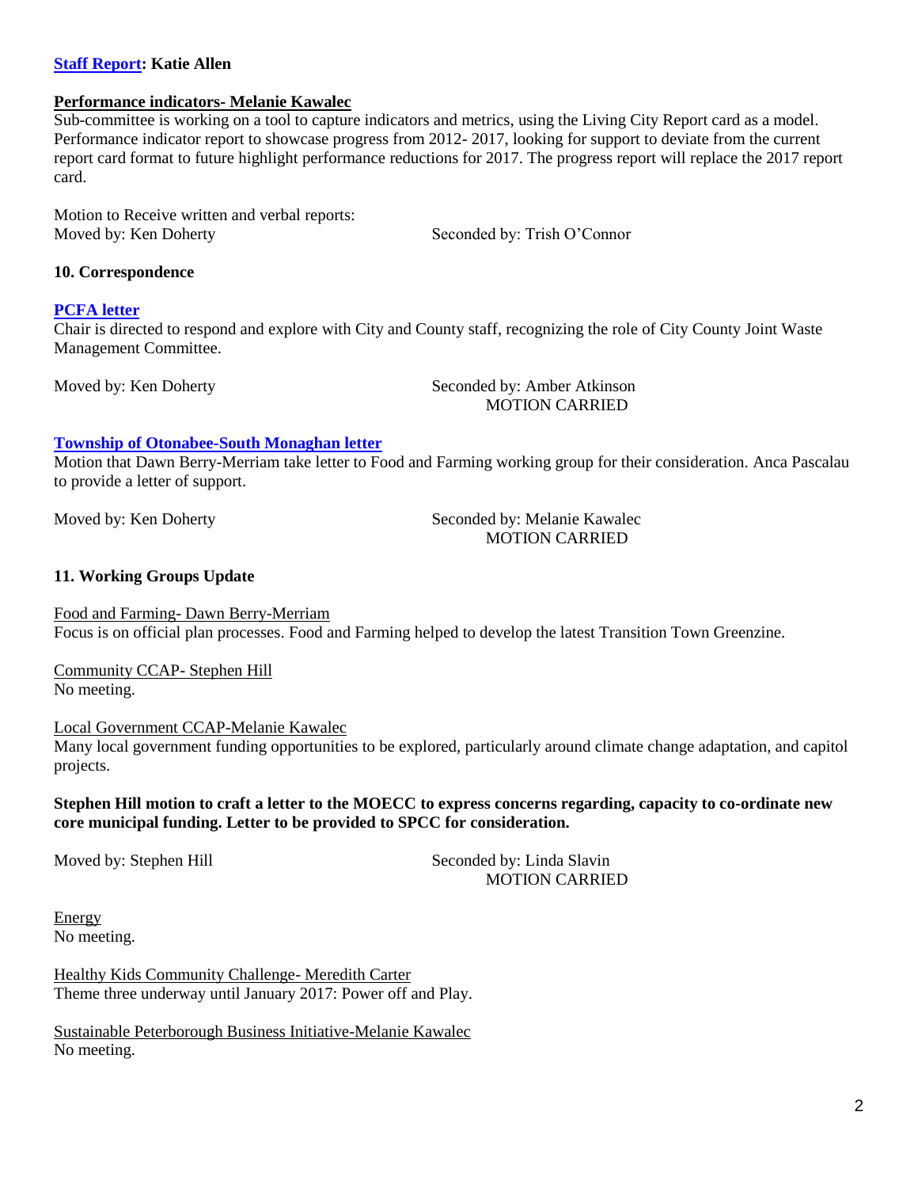**[Staff Report](): Katie Allen**

**Performance indicators- Melanie Kawalec**

Sub-committee is working on a tool to capture indicators and metrics, using the Living City Report card as a model. Performance indicator report to showcase progress from 2012- 2017, looking for support to deviate from the current report card format to future highlight performance reductions for 2017. The progress report will replace the 2017 report card.

Motion to Receive written and verbal reports:
Moved by: Ken Doherty Seconded by: Trish O'Connor

**10. Correspondence**

**[PCFA letter]()**

Chair is directed to respond and explore with City and County staff, recognizing the role of City County Joint Waste Management Committee.

Moved by: Ken Doherty Seconded by: Amber Atkinson
MOTION CARRIED

**[Township of Otonabee-South Monaghan letter]()**

Motion that Dawn Berry-Merriam take letter to Food and Farming working group for their consideration. Anca Pascalau to provide a letter of support.

Moved by: Ken Doherty Seconded by: Melanie Kawalec
MOTION CARRIED

**11. Working Groups Update**

Food and Farming- Dawn Berry-Merriam
Focus is on official plan processes. Food and Farming helped to develop the latest Transition Town Greenzine.

Community CCAP- Stephen Hill
No meeting.

Local Government CCAP-Melanie Kawalec
Many local government funding opportunities to be explored, particularly around climate change adaptation, and capitol projects.

**Stephen Hill motion to craft a letter to the MOECC to express concerns regarding, capacity to co-ordinate new core municipal funding. Letter to be provided to SPCC for consideration.**

Moved by: Stephen Hill Seconded by: Linda Slavin
MOTION CARRIED

Energy
No meeting.

Healthy Kids Community Challenge- Meredith Carter
Theme three underway until January 2017: Power off and Play.

Sustainable Peterborough Business Initiative-Melanie Kawalec
No meeting.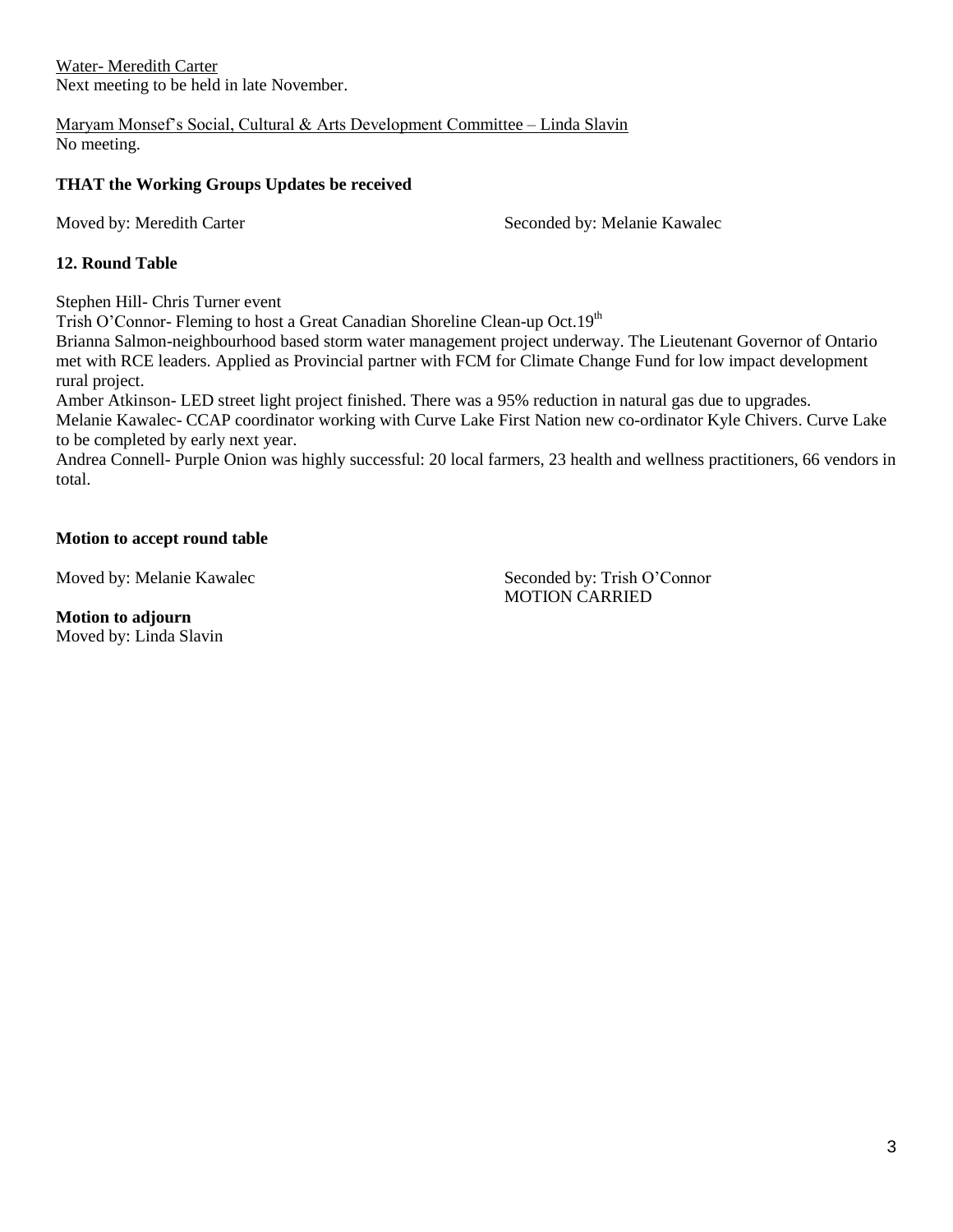Water- Meredith Carter
Next meeting to be held in late November.

Maryam Monsef's Social, Cultural & Arts Development Committee – Linda Slavin
No meeting.

**THAT the Working Groups Updates be received**

Moved by: Meredith Carter Seconded by: Melanie Kawalec

**12. Round Table**

Stephen Hill- Chris Turner event
Trish O'Connor- Fleming to host a Great Canadian Shoreline Clean-up Oct.19th
Brianna Salmon-neighbourhood based storm water management project underway. The Lieutenant Governor of Ontario met with RCE leaders. Applied as Provincial partner with FCM for Climate Change Fund for low impact development rural project.
Amber Atkinson- LED street light project finished. There was a 95% reduction in natural gas due to upgrades.
Melanie Kawalec- CCAP coordinator working with Curve Lake First Nation new co-ordinator Kyle Chivers. Curve Lake to be completed by early next year.
Andrea Connell- Purple Onion was highly successful: 20 local farmers, 23 health and wellness practitioners, 66 vendors in total.

**Motion to accept round table**

Moved by: Melanie Kawalec Seconded by: Trish O'Connor
MOTION CARRIED

**Motion to adjourn**
Moved by: Linda Slavin